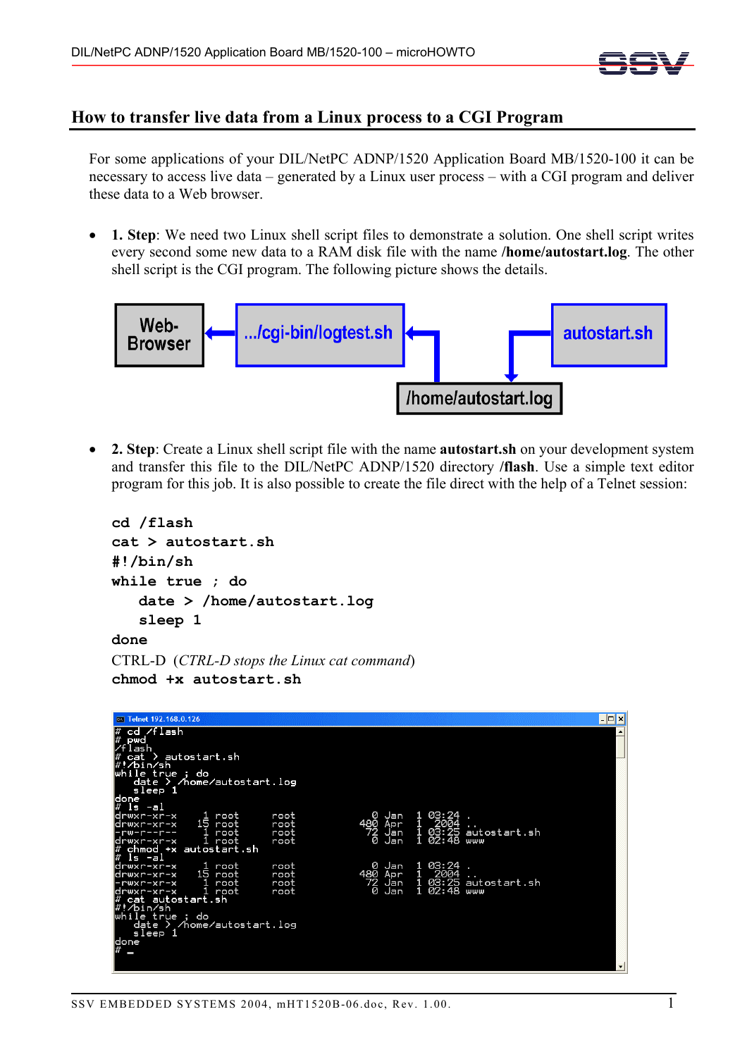## How to transfer live data from a Linux process to a CGI Program

For some applications of your DIL/NetPC ADNP/1520 Application Board MB/1520-100 it can be necessary to access live data – generated by a Linux user process – with a CGI program and deliver these data to a Web browser.

- **1. Step**: We need two Linux shell script files to demonstrate a solution. One shell script writes every second some new data to a RAM disk file with the name **/home/autostart.log**. The other shell script is the CGI program. The following picture shows the details.

Web-Browser ← .../cgi-bin/logtest.sh ← /home/autostart.log ← autostart.sh

- **2. Step**: Create a Linux shell script file with the name **autostart.sh** on your development system and transfer this file to the DIL/NetPC ADNP/1520 directory **/flash**. Use a simple text editor program for this job. It is also possible to create the file direct with the help of a Telnet session:

```
cd /flash
cat > autostart.sh
#!/bin/sh
while true ; do
   date > /home/autostart.log
   sleep 1
done
```

CTRL-D (*CTRL-D stops the Linux cat command*)

```
chmod +x autostart.sh
```

```
# cd /flash
# pwd
/flash
# cat > autostart.sh
#!/bin/sh
while true ; do
  date > /home/autostart.log
  sleep 1
done
# ls -al
drwxr-xr-x    1 root     root            0 Jan  1 03:24 .
drwxr-xr-x   15 root     root          480 Apr  1  2004 ..
-rw-r--r--    1 root     root           72 Jan  1 03:25 autostart.sh
drwxr-xr-x    1 root     root            0 Jan  1 02:48 www
# chmod +x autostart.sh
# ls -al
drwxr-xr-x    1 root     root            0 Jan  1 03:24 .
drwxr-xr-x   15 root     root          480 Apr  1  2004 ..
-rwxr-xr-x    1 root     root           72 Jan  1 03:25 autostart.sh
drwxr-xr-x    1 root     root            0 Jan  1 02:48 www
# cat autostart.sh
#!/bin/sh
while true ; do
  date > /home/autostart.log
  sleep 1
done
# _
```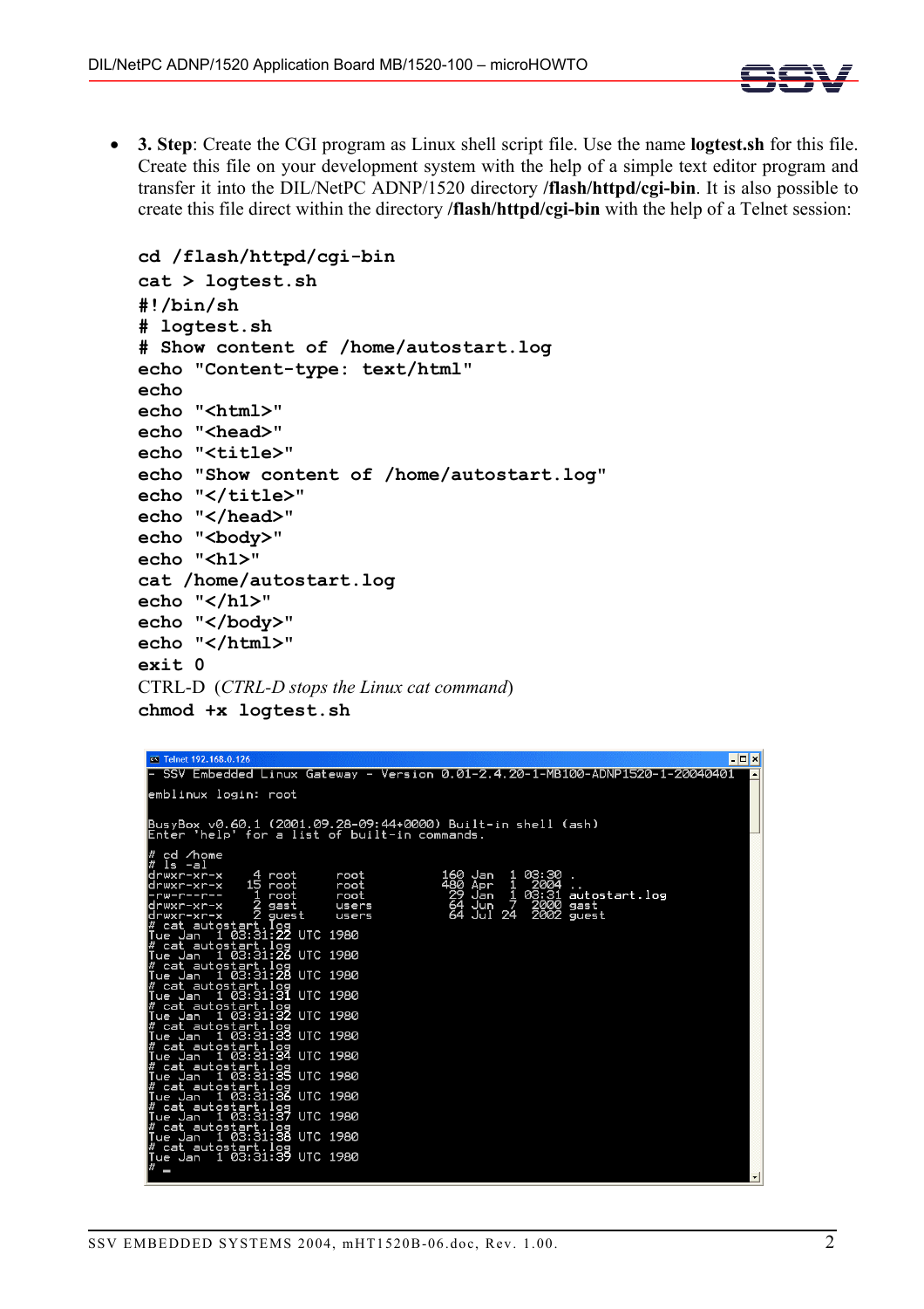- **3. Step**: Create the CGI program as Linux shell script file. Use the name **logtest.sh** for this file. Create this file on your development system with the help of a simple text editor program and transfer it into the DIL/NetPC ADNP/1520 directory **/flash/httpd/cgi-bin**. It is also possible to create this file direct within the directory **/flash/httpd/cgi-bin** with the help of a Telnet session:

```
cd /flash/httpd/cgi-bin
cat > logtest.sh
#!/bin/sh
# logtest.sh
# Show content of /home/autostart.log
echo "Content-type: text/html"
echo
echo "<html>"
echo "<head>"
echo "<title>"
echo "Show content of /home/autostart.log"
echo "</title>"
echo "</head>"
echo "<body>"
echo "<h1>"
cat /home/autostart.log
echo "</h1>"
echo "</body>"
echo "</html>"
exit 0
```

CTRL-D (*CTRL-D stops the Linux cat command*)

```
chmod +x logtest.sh
```

```
Telnet 192.168.0.126
- SSV Embedded Linux Gateway - Version 0.01-2.4.20-1-MB100-ADNP1520-1-20040401

emblinux login: root

BusyBox v0.60.1 (2001.09.28-09:44+0000) Built-in shell (ash)
Enter 'help' for a list of built-in commands.

# cd /home
# ls -al
drwxr-xr-x    4 root     root          160 Jan  1 03:30 .
drwxr-xr-x   15 root     root          480 Apr  1  2004 ..
-rw-r--r--    1 root     root           29 Jan  1 03:31 autostart.log
drwxr-xr-x    2 gast     users          64 Jun  7  2000 gast
drwxr-xr-x    2 guest    users          64 Jul 24  2002 guest
# cat autostart.log
Tue Jan  1 03:31:22 UTC 1980
# cat autostart.log
Tue Jan  1 03:31:26 UTC 1980
# cat autostart.log
Tue Jan  1 03:31:28 UTC 1980
# cat autostart.log
Tue Jan  1 03:31:31 UTC 1980
# cat autostart.log
Tue Jan  1 03:31:32 UTC 1980
# cat autostart.log
Tue Jan  1 03:31:33 UTC 1980
# cat autostart.log
Tue Jan  1 03:31:34 UTC 1980
# cat autostart.log
Tue Jan  1 03:31:35 UTC 1980
# cat autostart.log
Tue Jan  1 03:31:36 UTC 1980
# cat autostart.log
Tue Jan  1 03:31:37 UTC 1980
# cat autostart.log
Tue Jan  1 03:31:38 UTC 1980
# cat autostart.log
Tue Jan  1 03:31:39 UTC 1980
# _
```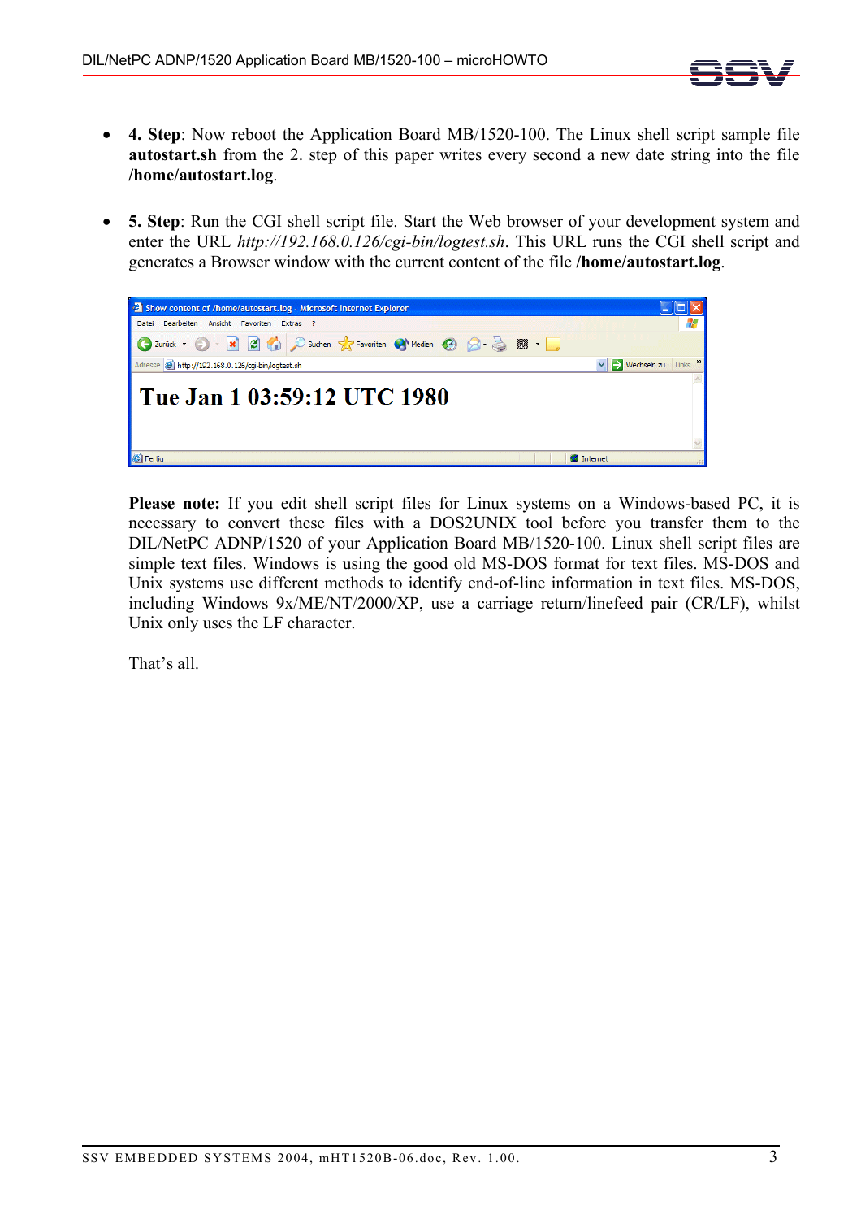- **4. Step**: Now reboot the Application Board MB/1520-100. The Linux shell script sample file **autostart.sh** from the 2. step of this paper writes every second a new date string into the file **/home/autostart.log**.

- **5. Step**: Run the CGI shell script file. Start the Web browser of your development system and enter the URL *http://192.168.0.126/cgi-bin/logtest.sh*. This URL runs the CGI shell script and generates a Browser window with the current content of the file **/home/autostart.log**.

**Please note:** If you edit shell script files for Linux systems on a Windows-based PC, it is necessary to convert these files with a DOS2UNIX tool before you transfer them to the DIL/NetPC ADNP/1520 of your Application Board MB/1520-100. Linux shell script files are simple text files. Windows is using the good old MS-DOS format for text files. MS-DOS and Unix systems use different methods to identify end-of-line information in text files. MS-DOS, including Windows 9x/ME/NT/2000/XP, use a carriage return/linefeed pair (CR/LF), whilst Unix only uses the LF character.

That's all.